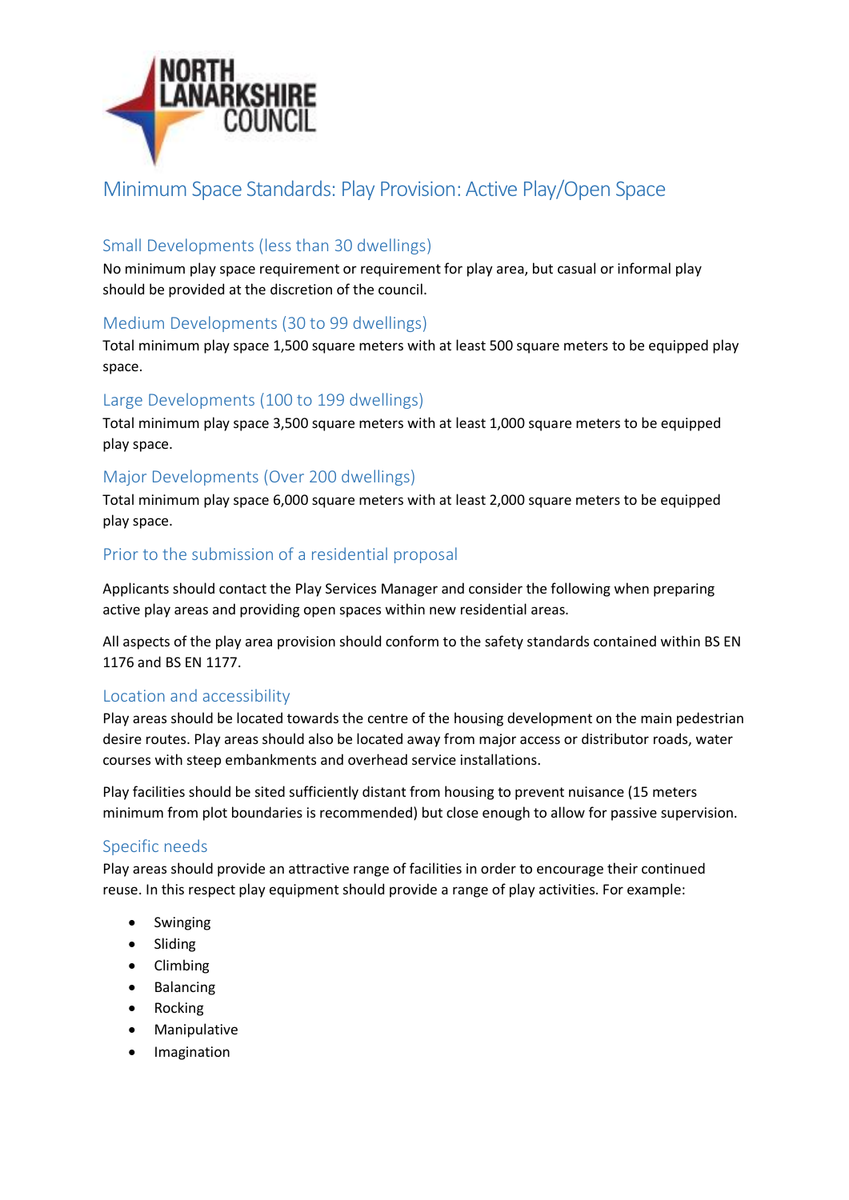# Minimum Space Standards: Play Provision: Active Play/Open Space

## Small Developments (less than 30 dwellings)

No minimum play space requirement or requirement for play area, but casual or informal play should be provided at the discretion of the council.

## Medium Developments (30 to 99 dwellings)

Total minimum play space 1,500 square meters with at least 500 square meters to be equipped play space.

## Large Developments (100 to 199 dwellings)

Total minimum play space 3,500 square meters with at least 1,000 square meters to be equipped play space.

## Major Developments (Over 200 dwellings)

Total minimum play space 6,000 square meters with at least 2,000 square meters to be equipped play space.

## Prior to the submission of a residential proposal

Applicants should contact the Play Services Manager and consider the following when preparing active play areas and providing open spaces within new residential areas.

All aspects of the play area provision should conform to the safety standards contained within BS EN 1176 and BS EN 1177.

## Location and accessibility

Play areas should be located towards the centre of the housing development on the main pedestrian desire routes. Play areas should also be located away from major access or distributor roads, water courses with steep embankments and overhead service installations.

Play facilities should be sited sufficiently distant from housing to prevent nuisance (15 meters minimum from plot boundaries is recommended) but close enough to allow for passive supervision.

## Specific needs

Play areas should provide an attractive range of facilities in order to encourage their continued reuse. In this respect play equipment should provide a range of play activities. For example:

- Swinging
- Sliding
- Climbing
- Balancing
- Rocking
- Manipulative
- Imagination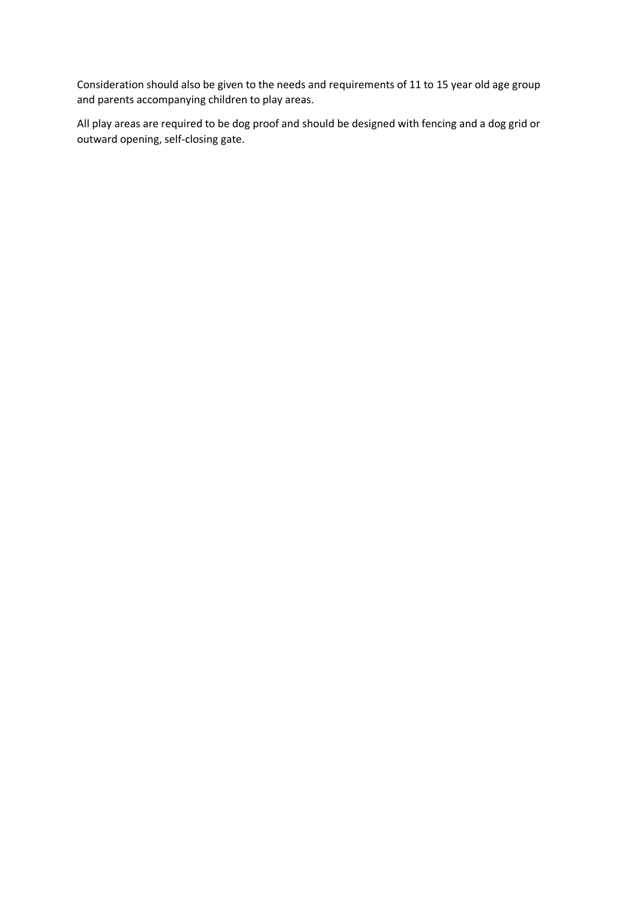Consideration should also be given to the needs and requirements of 11 to 15 year old age group and parents accompanying children to play areas.

All play areas are required to be dog proof and should be designed with fencing and a dog grid or outward opening, self-closing gate.